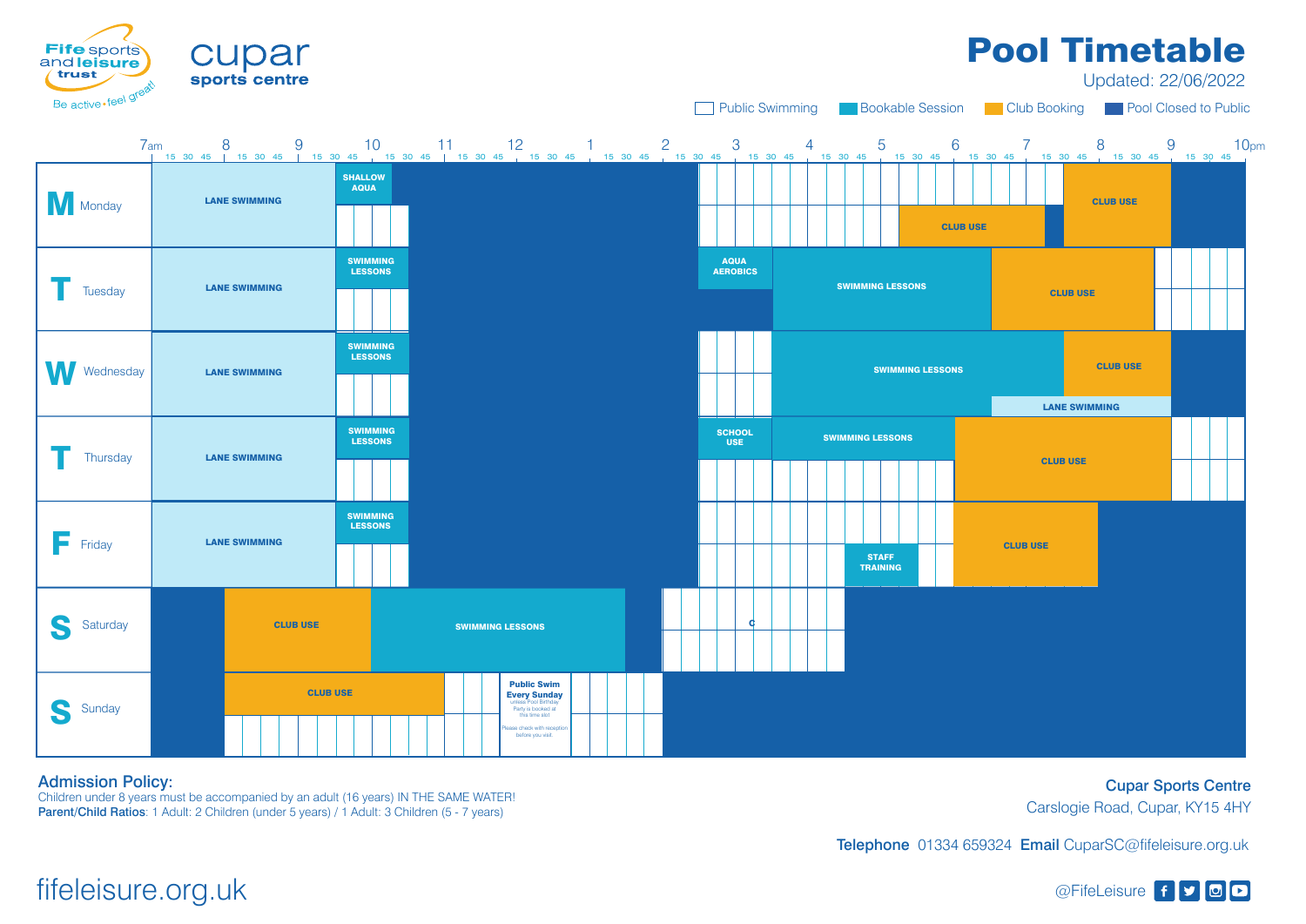Fife sports and leisure trust
Be active • feel great!

cupar sports centre

# Pool Timetable

Updated: 22/06/2022

Public Swimming | Bookable Session | Club Booking | Pool Closed to Public

| Day | Sessions |
|---|---|
| Monday | LANE SWIMMING; SHALLOW AQUA; CLUB USE; CLUB USE |
| Tuesday | LANE SWIMMING; SWIMMING LESSONS; AQUA AEROBICS; SWIMMING LESSONS; CLUB USE |
| Wednesday | LANE SWIMMING; SWIMMING LESSONS; SWIMMING LESSONS; CLUB USE; LANE SWIMMING |
| Thursday | LANE SWIMMING; SWIMMING LESSONS; SCHOOL USE; SWIMMING LESSONS; CLUB USE |
| Friday | LANE SWIMMING; SWIMMING LESSONS; STAFF TRAINING; CLUB USE |
| Saturday | CLUB USE; SWIMMING LESSONS; C |
| Sunday | CLUB USE; Public Swim Every Sunday unless Pool Birthday Party is booked at this time slot. Please check with reception before you visit. |

**Admission Policy:**
Children under 8 years must be accompanied by an adult (16 years) IN THE SAME WATER!
**Parent/Child Ratios**: 1 Adult: 2 Children (under 5 years) / 1 Adult: 3 Children (5 - 7 years)

**Cupar Sports Centre**
Carslogie Road, Cupar, KY15 4HY

**Telephone** 01334 659324 **Email** CuparSC@fifeleisure.org.uk

fifeleisure.org.uk

@FifeLeisure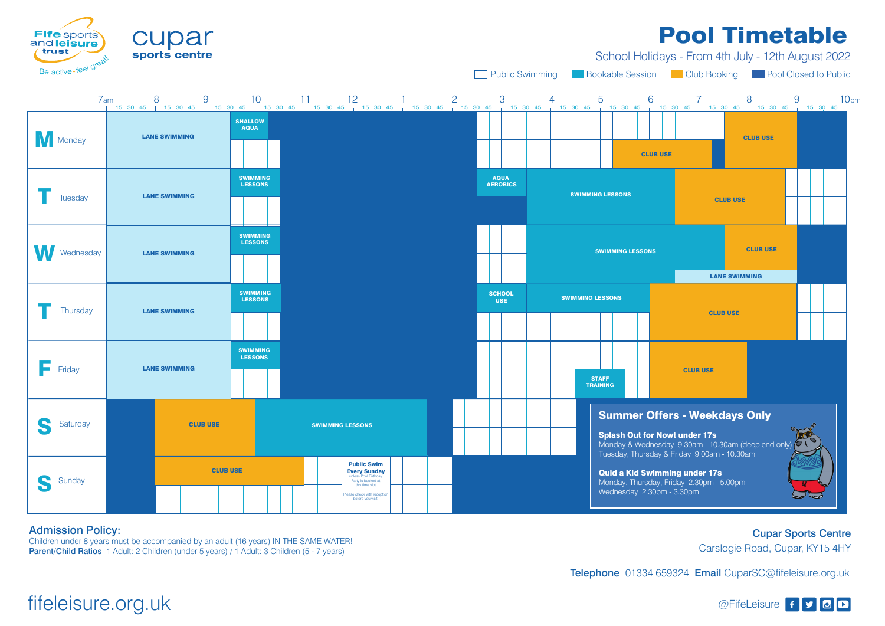# Pool Timetable

School Holidays - From 4th July - 12th August 2022

Legend: Public Swimming | Bookable Session | Club Booking | Pool Closed to Public

7am 8 9 10 11 12 1 2 3 4 5 6 7 8 9 10pm

**Monday**
- LANE SWIMMING
- SHALLOW AQUA
- CLUB USE
- CLUB USE

**Tuesday**
- LANE SWIMMING
- SWIMMING LESSONS
- AQUA AEROBICS
- SWIMMING LESSONS
- CLUB USE

**Wednesday**
- LANE SWIMMING
- SWIMMING LESSONS
- SWIMMING LESSONS
- CLUB USE
- LANE SWIMMING

**Thursday**
- LANE SWIMMING
- SWIMMING LESSONS
- SCHOOL USE
- SWIMMING LESSONS
- CLUB USE

**Friday**
- LANE SWIMMING
- SWIMMING LESSONS
- STAFF TRAINING
- CLUB USE

**Saturday**
- CLUB USE
- SWIMMING LESSONS

**Sunday**
- CLUB USE
- Public Swim Every Sunday unless Pool Birthday Party is booked at this time slot. Please check with reception before you visit.

## Summer Offers - Weekdays Only

**Splash Out for Nowt under 17s**
Monday & Wednesday 9.30am - 10.30am (deep end only)
Tuesday, Thursday & Friday 9.00am - 10.30am

**Quid a Kid Swimming under 17s**
Monday, Thursday, Friday 2.30pm - 5.00pm
Wednesday 2.30pm - 3.30pm

## Admission Policy:

Children under 8 years must be accompanied by an adult (16 years) IN THE SAME WATER!
**Parent/Child Ratios**: 1 Adult: 2 Children (under 5 years) / 1 Adult: 3 Children (5 - 7 years)

**Cupar Sports Centre**
Carslogie Road, Cupar, KY15 4HY

**Telephone** 01334 659324 **Email** CuparSC@fifeleisure.org.uk

fifeleisure.org.uk

@FifeLeisure